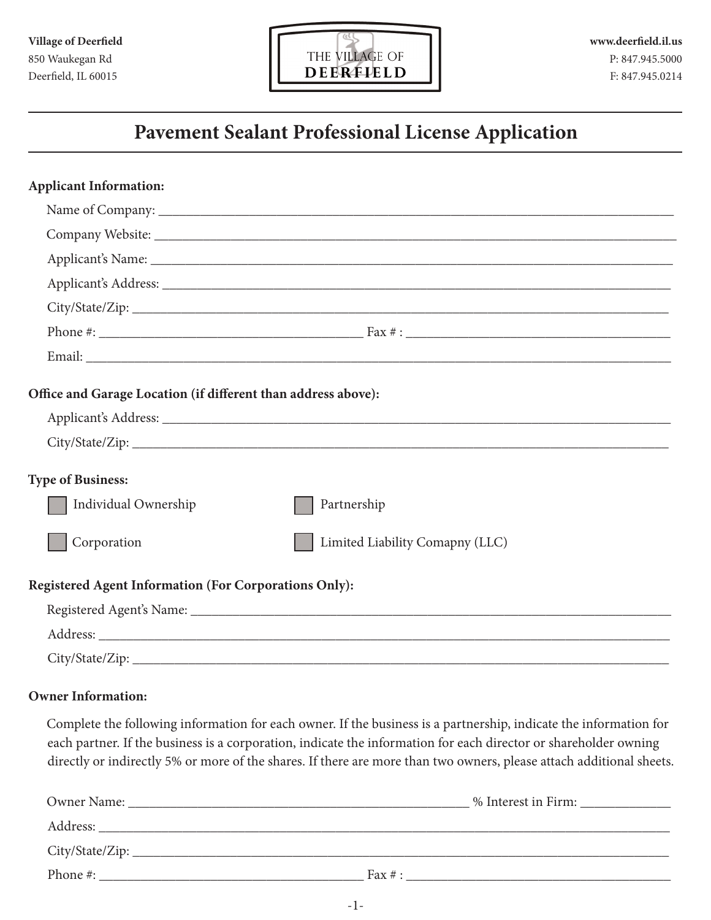Village of Deerfield
850 Waukegan Rd
Deerfield, IL 60015

THE VILLAGE OF DEERFIELD

www.deerfield.il.us
P: 847.945.5000
F: 847.945.0214

# Pavement Sealant Professional License Application

**Applicant Information:**

Name of Company: ______________________________________________

Company Website: ______________________________________________

Applicant's Name: ______________________________________________

Applicant's Address: ______________________________________________

City/State/Zip: ______________________________________________

Phone #: ______________________ Fax # : ______________________

Email: ______________________________________________

**Office and Garage Location (if different than address above):**

Applicant's Address: ______________________________________________

City/State/Zip: ______________________________________________

**Type of Business:**

- ☐ Individual Ownership
- ☐ Partnership
- ☐ Corporation
- ☐ Limited Liability Comapny (LLC)

**Registered Agent Information (For Corporations Only):**

Registered Agent's Name: ______________________________________________

Address: ______________________________________________

City/State/Zip: ______________________________________________

**Owner Information:**

Complete the following information for each owner. If the business is a partnership, indicate the information for each partner. If the business is a corporation, indicate the information for each director or shareholder owning directly or indirectly 5% or more of the shares. If there are more than two owners, please attach additional sheets.

Owner Name: ______________________________ % Interest in Firm: __________

Address: ______________________________________________

City/State/Zip: ______________________________________________

Phone #: ______________________ Fax # : ______________________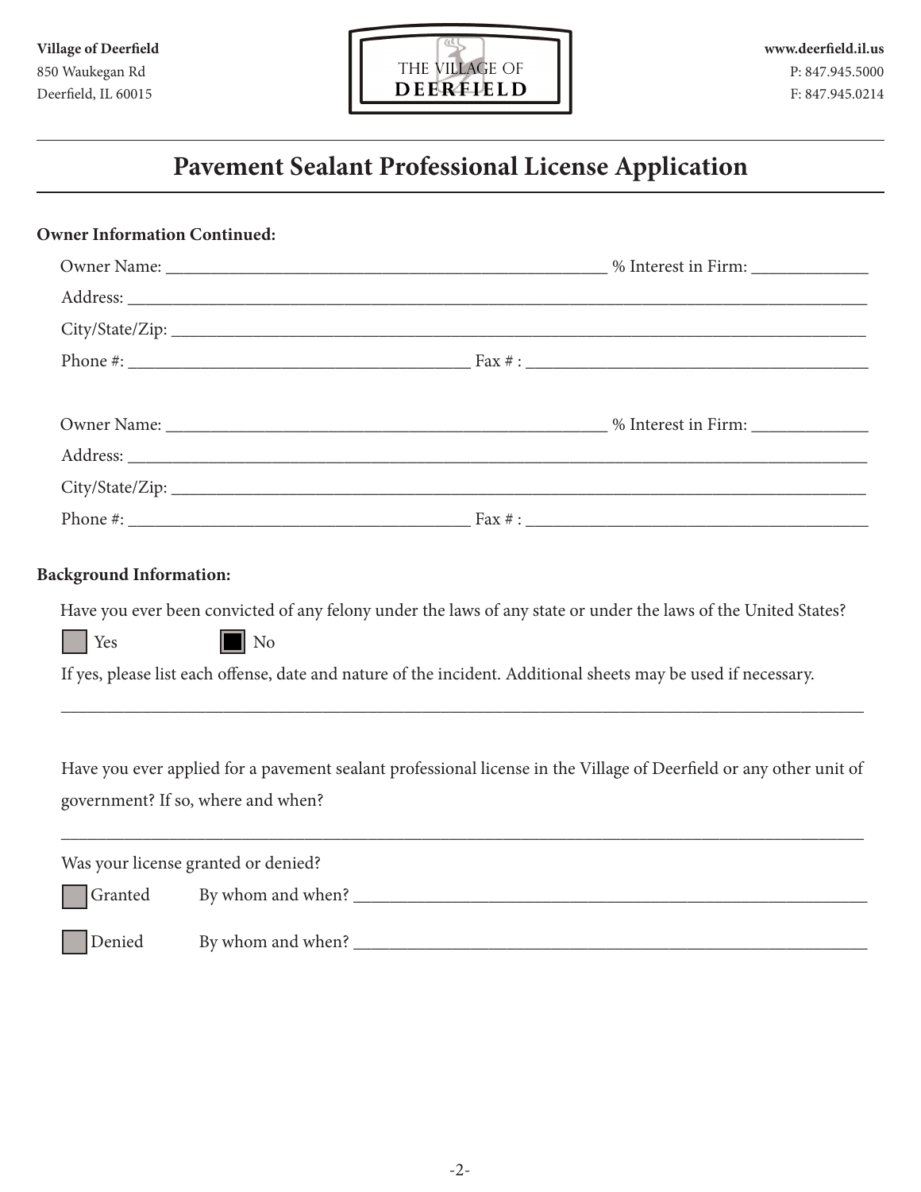Village of Deerfield
850 Waukegan Rd
Deerfield, IL 60015

THE VILLAGE OF DEERFIELD

www.deerfield.il.us
P: 847.945.5000
F: 847.945.0214

# Pavement Sealant Professional License Application

**Owner Information Continued:**

Owner Name: ______________________________ % Interest in Firm: __________

Address: ______________________________

City/State/Zip: ______________________________

Phone #: ______________________ Fax # : ______________________

Owner Name: ______________________________ % Interest in Firm: __________

Address: ______________________________

City/State/Zip: ______________________________

Phone #: ______________________ Fax # : ______________________

**Background Information:**

Have you ever been convicted of any felony under the laws of any state or under the laws of the United States?

☐ Yes ☒ No

If yes, please list each offense, date and nature of the incident. Additional sheets may be used if necessary.

______________________________

Have you ever applied for a pavement sealant professional license in the Village of Deerfield or any other unit of government? If so, where and when?

______________________________

Was your license granted or denied?

☐ Granted By whom and when? ______________________________

☐ Denied By whom and when? ______________________________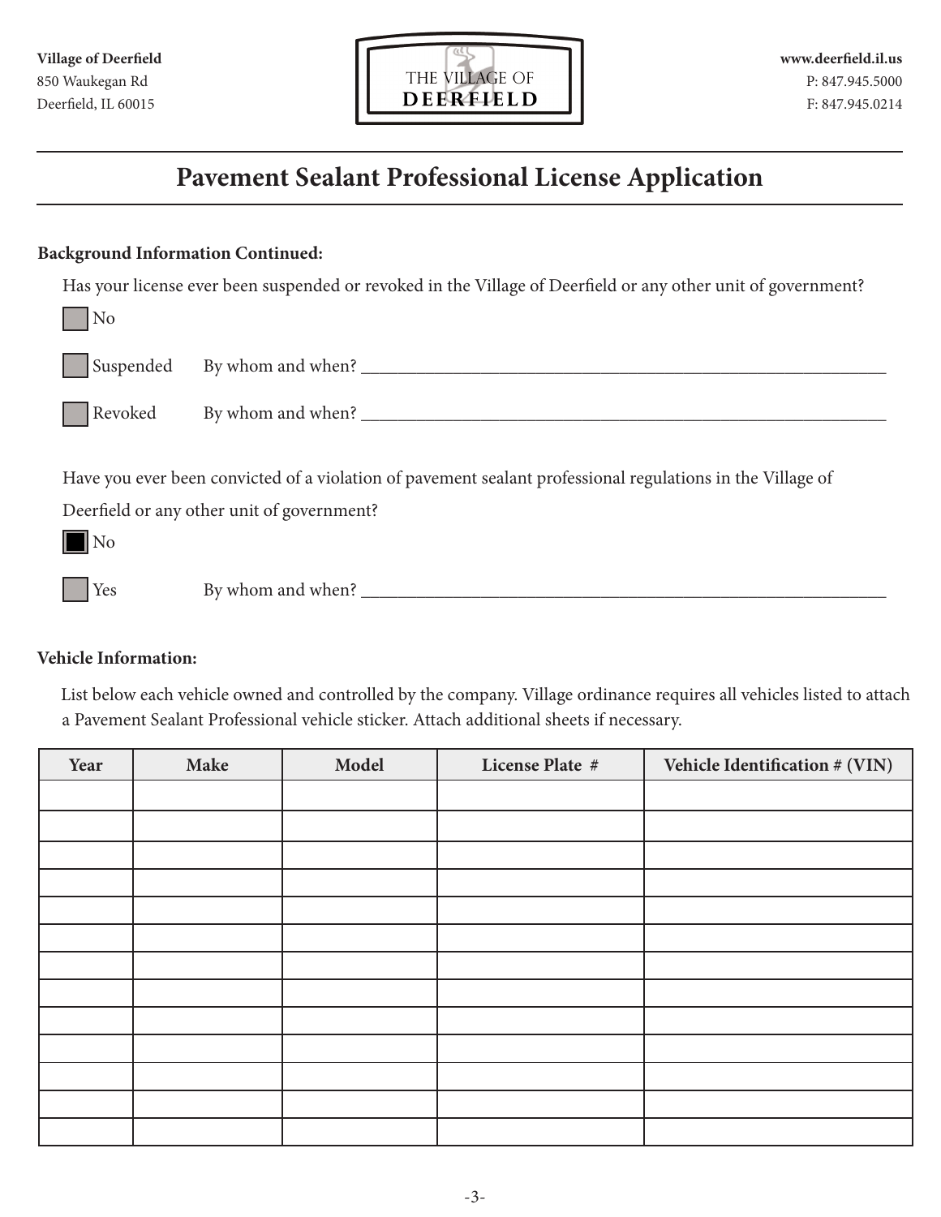Village of Deerfield
850 Waukegan Rd
Deerfield, IL 60015

THE VILLAGE OF **DEERFIELD**

www.deerfield.il.us
P: 847.945.5000
F: 847.945.0214

# Pavement Sealant Professional License Application

**Background Information Continued:**

Has your license ever been suspended or revoked in the Village of Deerfield or any other unit of government?

☐ No

☐ Suspended    By whom and when? ____________________________________________

☐ Revoked    By whom and when? ____________________________________________

Have you ever been convicted of a violation of pavement sealant professional regulations in the Village of Deerfield or any other unit of government?

☒ No

☐ Yes    By whom and when? ____________________________________________

**Vehicle Information:**

List below each vehicle owned and controlled by the company. Village ordinance requires all vehicles listed to attach a Pavement Sealant Professional vehicle sticker. Attach additional sheets if necessary.

| Year | Make | Model | License Plate # | Vehicle Identification # (VIN) |
| --- | --- | --- | --- | --- |
| | | | | |
| | | | | |
| | | | | |
| | | | | |
| | | | | |
| | | | | |
| | | | | |
| | | | | |
| | | | | |
| | | | | |
| | | | | |
| | | | | |
| | | | | |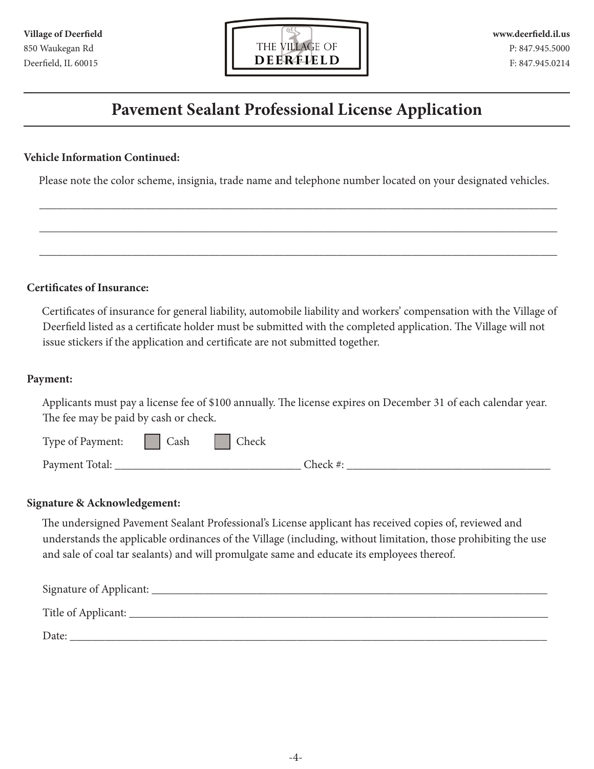**Village of Deerfield**
850 Waukegan Rd
Deerfield, IL 60015

THE VILLAGE OF DEERFIELD

**www.deerfield.il.us**
P: 847.945.5000
F: 847.945.0214

# Pavement Sealant Professional License Application

**Vehicle Information Continued:**

Please note the color scheme, insignia, trade name and telephone number located on your designated vehicles.

_______________________________________________________________________________

_______________________________________________________________________________

_______________________________________________________________________________

**Certificates of Insurance:**

Certificates of insurance for general liability, automobile liability and workers' compensation with the Village of Deerfield listed as a certificate holder must be submitted with the completed application. The Village will not issue stickers if the application and certificate are not submitted together.

**Payment:**

Applicants must pay a license fee of $100 annually. The license expires on December 31 of each calendar year. The fee may be paid by cash or check.

Type of Payment: ☐ Cash ☐ Check

Payment Total: ______________________________ Check #: ______________________________

**Signature & Acknowledgement:**

The undersigned Pavement Sealant Professional's License applicant has received copies of, reviewed and understands the applicable ordinances of the Village (including, without limitation, those prohibiting the use and sale of coal tar sealants) and will promulgate same and educate its employees thereof.

Signature of Applicant: ____________________________________________________________

Title of Applicant: ________________________________________________________________

Date: _____________________________________________________________________________